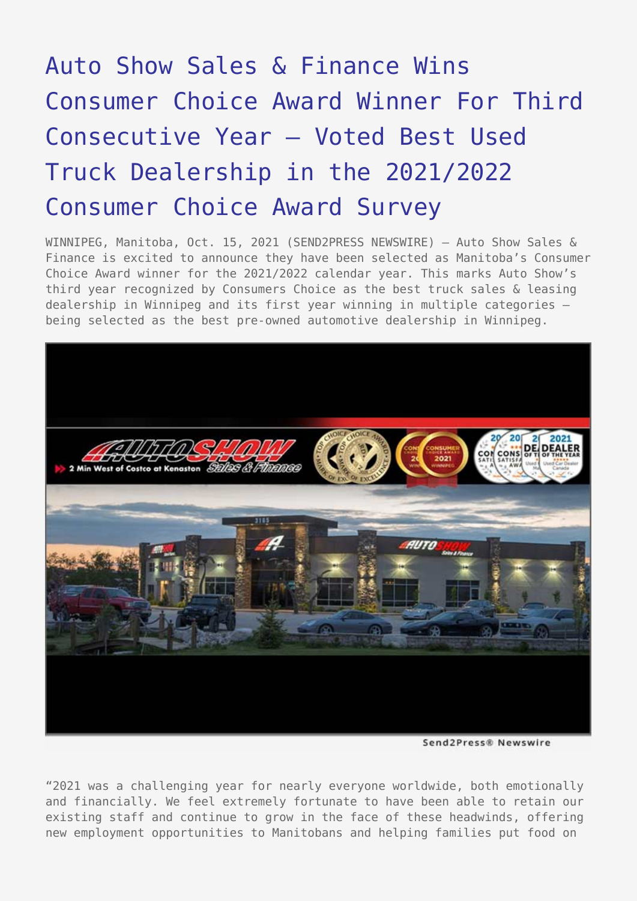# Auto Show Sales & Finance Wins Consumer Choice Award Winner For Third Consecutive Year – Voted Best Used Truck Dealership in the 2021/2022 Consumer Choice Award Survey

WINNIPEG, Manitoba, Oct. 15, 2021 (SEND2PRESS NEWSWIRE) — Auto Show Sales & Finance is excited to announce they have been selected as Manitoba's Consumer Choice Award winner for the 2021/2022 calendar year. This marks Auto Show's third year recognized by Consumers Choice as the best truck sales & leasing dealership in Winnipeg and its first year winning in multiple categories – being selected as the best pre-owned automotive dealership in Winnipeg.

Send2Press® Newswire

"2021 was a challenging year for nearly everyone worldwide, both emotionally and financially. We feel extremely fortunate to have been able to retain our existing staff and continue to grow in the face of these headwinds, offering new employment opportunities to Manitobans and helping families put food on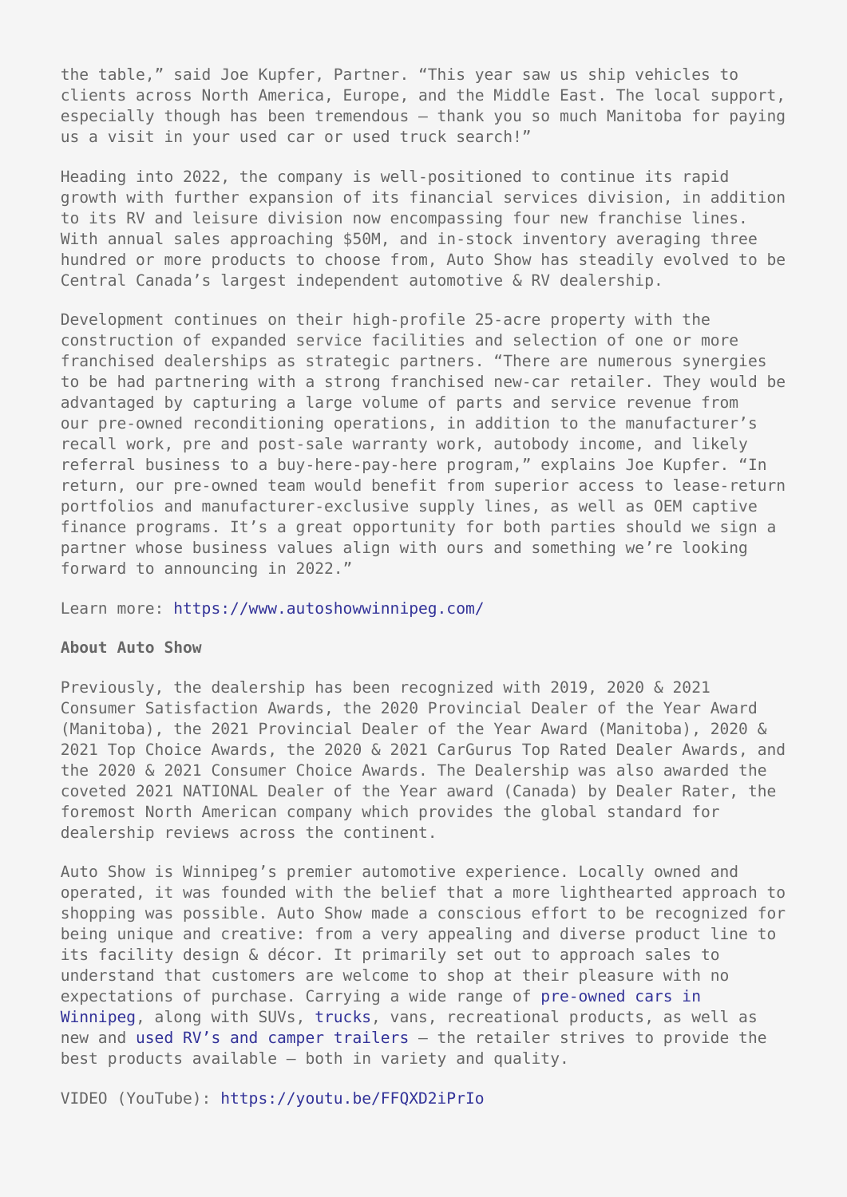the table," said Joe Kupfer, Partner. "This year saw us ship vehicles to clients across North America, Europe, and the Middle East. The local support, especially though has been tremendous – thank you so much Manitoba for paying us a visit in your used car or used truck search!"

Heading into 2022, the company is well-positioned to continue its rapid growth with further expansion of its financial services division, in addition to its RV and leisure division now encompassing four new franchise lines. With annual sales approaching $50M, and in-stock inventory averaging three hundred or more products to choose from, Auto Show has steadily evolved to be Central Canada's largest independent automotive & RV dealership.

Development continues on their high-profile 25-acre property with the construction of expanded service facilities and selection of one or more franchised dealerships as strategic partners. "There are numerous synergies to be had partnering with a strong franchised new-car retailer. They would be advantaged by capturing a large volume of parts and service revenue from our pre-owned reconditioning operations, in addition to the manufacturer's recall work, pre and post-sale warranty work, autobody income, and likely referral business to a buy-here-pay-here program," explains Joe Kupfer. "In return, our pre-owned team would benefit from superior access to lease-return portfolios and manufacturer-exclusive supply lines, as well as OEM captive finance programs. It's a great opportunity for both parties should we sign a partner whose business values align with ours and something we're looking forward to announcing in 2022."

Learn more: [https://www.autoshowwinnipeg.com/](https://www.autoshowwinnipeg.com/)

**About Auto Show**

Previously, the dealership has been recognized with 2019, 2020 & 2021 Consumer Satisfaction Awards, the 2020 Provincial Dealer of the Year Award (Manitoba), the 2021 Provincial Dealer of the Year Award (Manitoba), 2020 & 2021 Top Choice Awards, the 2020 & 2021 CarGurus Top Rated Dealer Awards, and the 2020 & 2021 Consumer Choice Awards. The Dealership was also awarded the coveted 2021 NATIONAL Dealer of the Year award (Canada) by Dealer Rater, the foremost North American company which provides the global standard for dealership reviews across the continent.

Auto Show is Winnipeg's premier automotive experience. Locally owned and operated, it was founded with the belief that a more lighthearted approach to shopping was possible. Auto Show made a conscious effort to be recognized for being unique and creative: from a very appealing and diverse product line to its facility design & décor. It primarily set out to approach sales to understand that customers are welcome to shop at their pleasure with no expectations of purchase. Carrying a wide range of pre-owned cars in Winnipeg, along with SUVs, trucks, vans, recreational products, as well as new and used RV's and camper trailers – the retailer strives to provide the best products available – both in variety and quality.

VIDEO (YouTube): [https://youtu.be/FFQXD2iPrIo](https://youtu.be/FFQXD2iPrIo)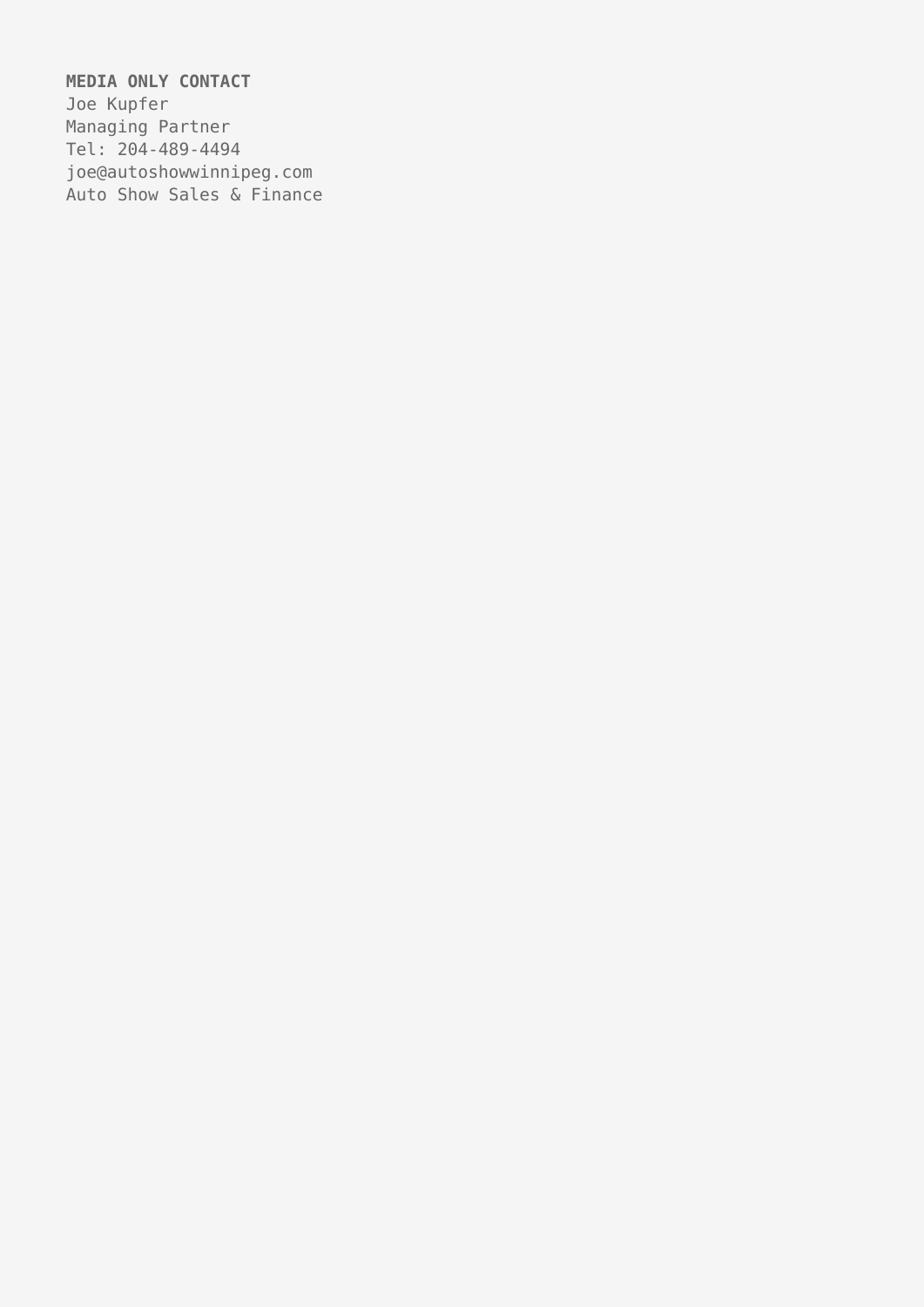**MEDIA ONLY CONTACT**
Joe Kupfer
Managing Partner
Tel: 204-489-4494
joe@autoshowwinnipeg.com
Auto Show Sales & Finance